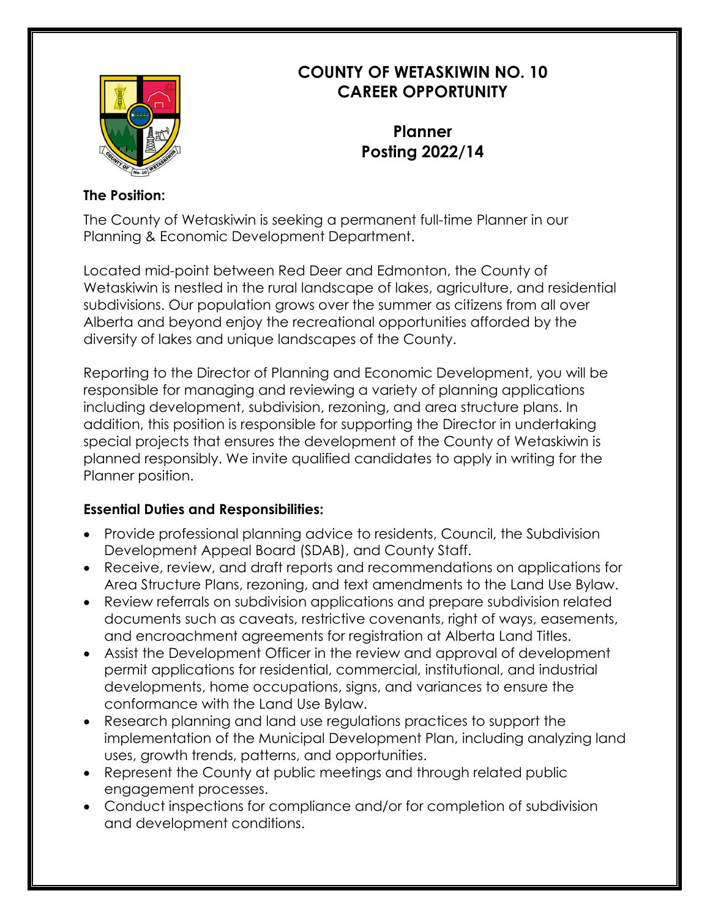# COUNTY OF WETASKIWIN NO. 10
# CAREER OPPORTUNITY

## Planner
## Posting 2022/14

**The Position:**

The County of Wetaskiwin is seeking a permanent full-time Planner in our Planning & Economic Development Department.

Located mid-point between Red Deer and Edmonton, the County of Wetaskiwin is nestled in the rural landscape of lakes, agriculture, and residential subdivisions. Our population grows over the summer as citizens from all over Alberta and beyond enjoy the recreational opportunities afforded by the diversity of lakes and unique landscapes of the County.

Reporting to the Director of Planning and Economic Development, you will be responsible for managing and reviewing a variety of planning applications including development, subdivision, rezoning, and area structure plans. In addition, this position is responsible for supporting the Director in undertaking special projects that ensures the development of the County of Wetaskiwin is planned responsibly. We invite qualified candidates to apply in writing for the Planner position.

**Essential Duties and Responsibilities:**

- Provide professional planning advice to residents, Council, the Subdivision Development Appeal Board (SDAB), and County Staff.
- Receive, review, and draft reports and recommendations on applications for Area Structure Plans, rezoning, and text amendments to the Land Use Bylaw.
- Review referrals on subdivision applications and prepare subdivision related documents such as caveats, restrictive covenants, right of ways, easements, and encroachment agreements for registration at Alberta Land Titles.
- Assist the Development Officer in the review and approval of development permit applications for residential, commercial, institutional, and industrial developments, home occupations, signs, and variances to ensure the conformance with the Land Use Bylaw.
- Research planning and land use regulations practices to support the implementation of the Municipal Development Plan, including analyzing land uses, growth trends, patterns, and opportunities.
- Represent the County at public meetings and through related public engagement processes.
- Conduct inspections for compliance and/or for completion of subdivision and development conditions.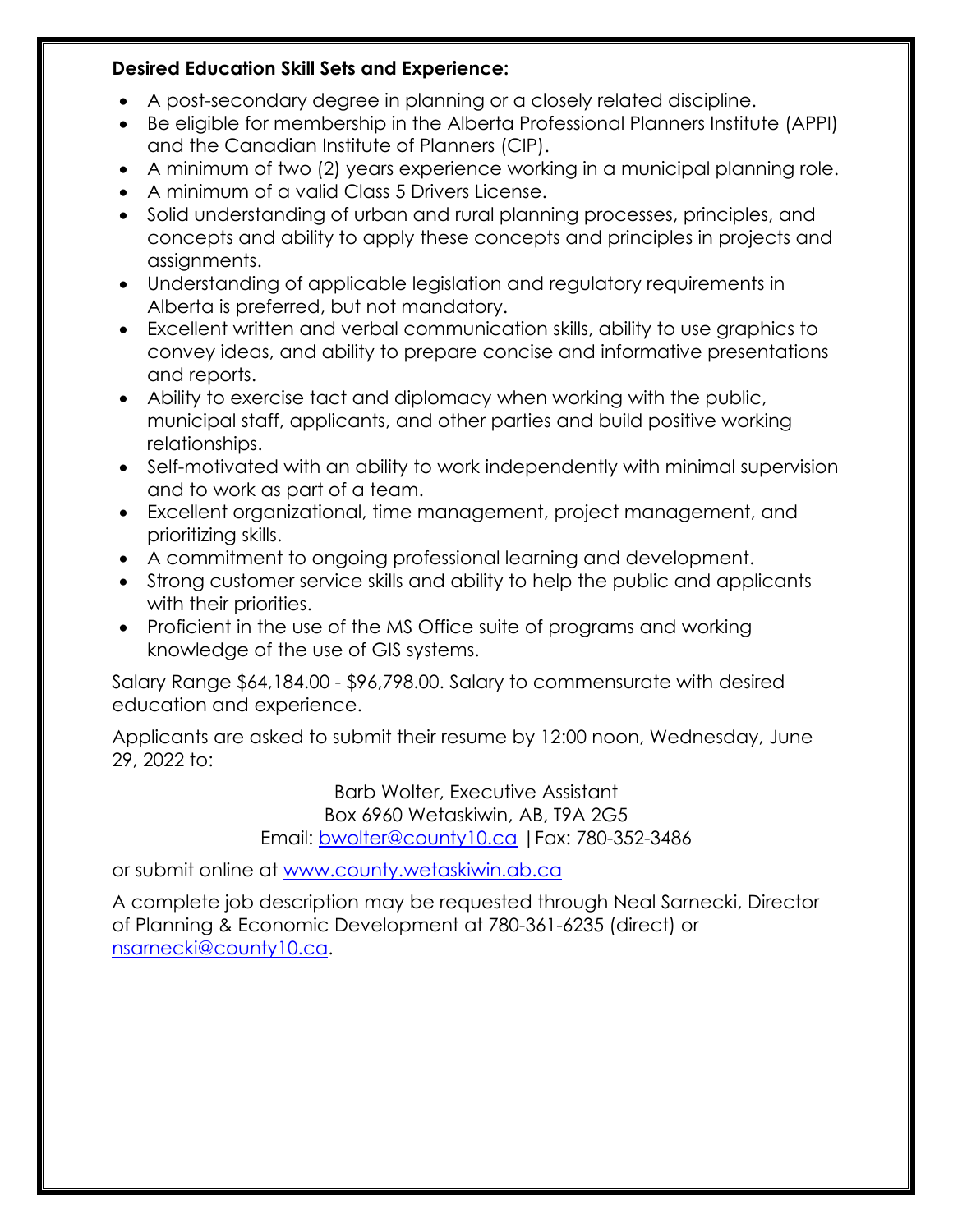**Desired Education Skill Sets and Experience:**

- A post-secondary degree in planning or a closely related discipline.
- Be eligible for membership in the Alberta Professional Planners Institute (APPI) and the Canadian Institute of Planners (CIP).
- A minimum of two (2) years experience working in a municipal planning role.
- A minimum of a valid Class 5 Drivers License.
- Solid understanding of urban and rural planning processes, principles, and concepts and ability to apply these concepts and principles in projects and assignments.
- Understanding of applicable legislation and regulatory requirements in Alberta is preferred, but not mandatory.
- Excellent written and verbal communication skills, ability to use graphics to convey ideas, and ability to prepare concise and informative presentations and reports.
- Ability to exercise tact and diplomacy when working with the public, municipal staff, applicants, and other parties and build positive working relationships.
- Self-motivated with an ability to work independently with minimal supervision and to work as part of a team.
- Excellent organizational, time management, project management, and prioritizing skills.
- A commitment to ongoing professional learning and development.
- Strong customer service skills and ability to help the public and applicants with their priorities.
- Proficient in the use of the MS Office suite of programs and working knowledge of the use of GIS systems.

Salary Range $64,184.00 - $96,798.00. Salary to commensurate with desired education and experience.

Applicants are asked to submit their resume by 12:00 noon, Wednesday, June 29, 2022 to:

Barb Wolter, Executive Assistant
Box 6960 Wetaskiwin, AB, T9A 2G5
Email: bwolter@county10.ca | Fax: 780-352-3486

or submit online at www.county.wetaskiwin.ab.ca

A complete job description may be requested through Neal Sarnecki, Director of Planning & Economic Development at 780-361-6235 (direct) or nsarnecki@county10.ca.